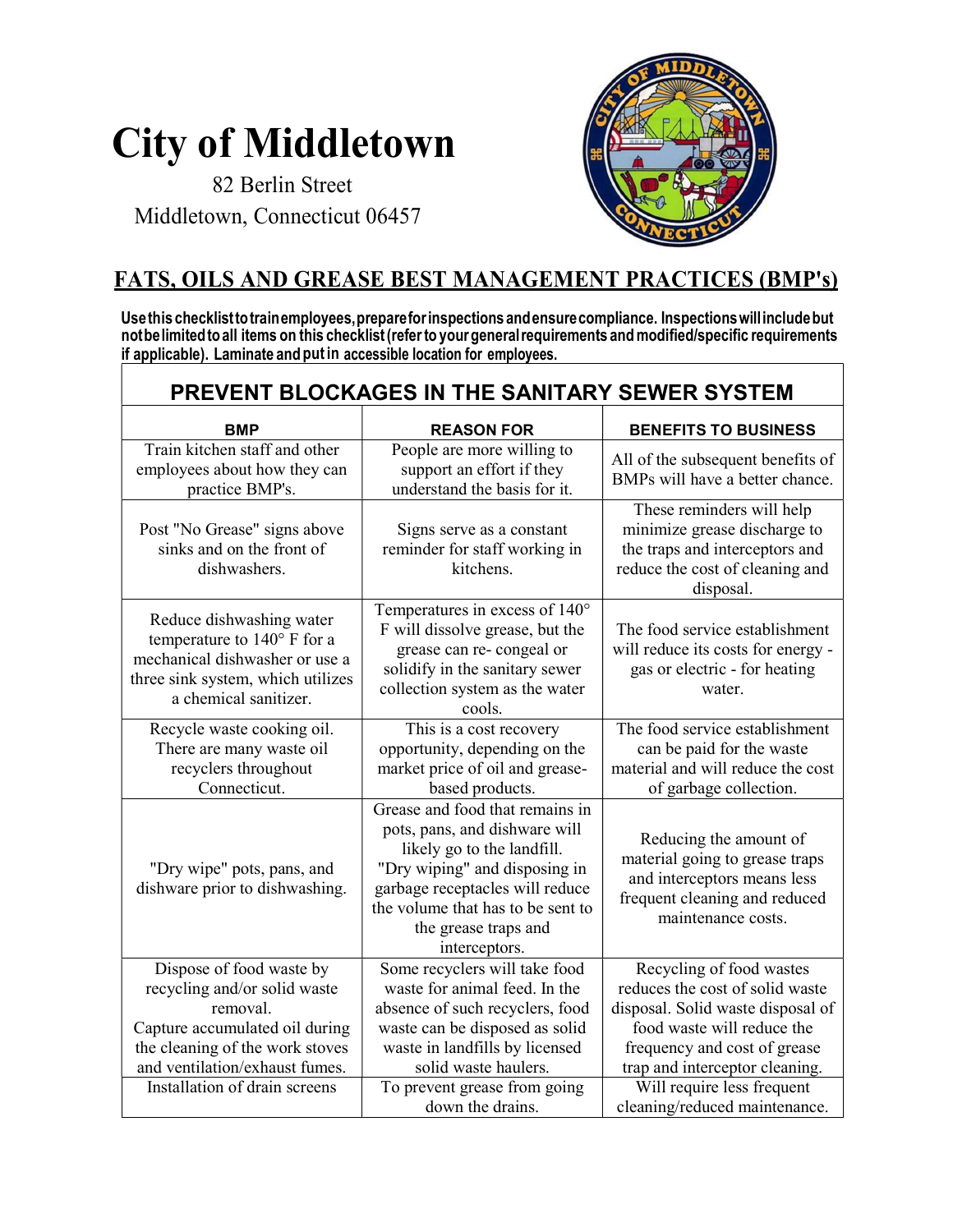# City of Middletown

82 Berlin Street
Middletown, Connecticut 06457

## FATS, OILS AND GREASE BEST MANAGEMENT PRACTICES (BMP's)

**Use this checklist to train employees, prepare for inspections and ensure compliance. Inspections will include but not be limited to all items on this checklist (refer to your general requirements and modified/specific requirements if applicable). Laminate and put in accessible location for employees.**

### PREVENT BLOCKAGES IN THE SANITARY SEWER SYSTEM

| BMP | REASON FOR | BENEFITS TO BUSINESS |
|---|---|---|
| Train kitchen staff and other employees about how they can practice BMP's. | People are more willing to support an effort if they understand the basis for it. | All of the subsequent benefits of BMPs will have a better chance. |
| Post "No Grease" signs above sinks and on the front of dishwashers. | Signs serve as a constant reminder for staff working in kitchens. | These reminders will help minimize grease discharge to the traps and interceptors and reduce the cost of cleaning and disposal. |
| Reduce dishwashing water temperature to 140° F for a mechanical dishwasher or use a three sink system, which utilizes a chemical sanitizer. | Temperatures in excess of 140° F will dissolve grease, but the grease can re- congeal or solidify in the sanitary sewer collection system as the water cools. | The food service establishment will reduce its costs for energy - gas or electric - for heating water. |
| Recycle waste cooking oil. There are many waste oil recyclers throughout Connecticut. | This is a cost recovery opportunity, depending on the market price of oil and grease-based products. | The food service establishment can be paid for the waste material and will reduce the cost of garbage collection. |
| "Dry wipe" pots, pans, and dishware prior to dishwashing. | Grease and food that remains in pots, pans, and dishware will likely go to the landfill. "Dry wiping" and disposing in garbage receptacles will reduce the volume that has to be sent to the grease traps and interceptors. | Reducing the amount of material going to grease traps and interceptors means less frequent cleaning and reduced maintenance costs. |
| Dispose of food waste by recycling and/or solid waste removal. Capture accumulated oil during the cleaning of the work stoves and ventilation/exhaust fumes. | Some recyclers will take food waste for animal feed. In the absence of such recyclers, food waste can be disposed as solid waste in landfills by licensed solid waste haulers. | Recycling of food wastes reduces the cost of solid waste disposal. Solid waste disposal of food waste will reduce the frequency and cost of grease trap and interceptor cleaning. |
| Installation of drain screens | To prevent grease from going down the drains. | Will require less frequent cleaning/reduced maintenance. |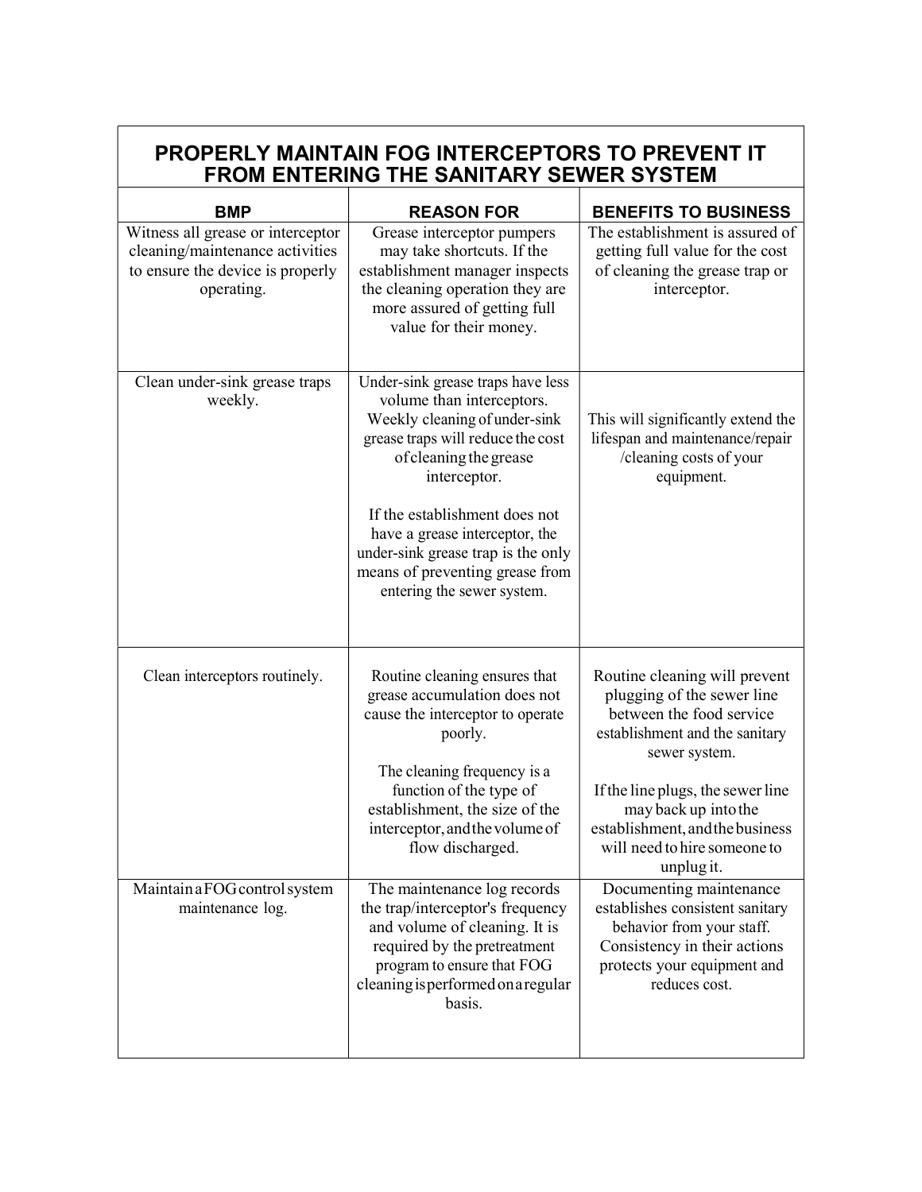| PROPERLY MAINTAIN FOG INTERCEPTORS TO PREVENT IT FROM ENTERING THE SANITARY SEWER SYSTEM | | |
|---|---|---|
| **BMP** | **REASON FOR** | **BENEFITS TO BUSINESS** |
| Witness all grease or interceptor cleaning/maintenance activities to ensure the device is properly operating. | Grease interceptor pumpers may take shortcuts. If the establishment manager inspects the cleaning operation they are more assured of getting full value for their money. | The establishment is assured of getting full value for the cost of cleaning the grease trap or interceptor. |
| Clean under-sink grease traps weekly. | Under-sink grease traps have less volume than interceptors. Weekly cleaning of under-sink grease traps will reduce the cost of cleaning the grease interceptor.<br><br>If the establishment does not have a grease interceptor, the under-sink grease trap is the only means of preventing grease from entering the sewer system. | This will significantly extend the lifespan and maintenance/repair /cleaning costs of your equipment. |
| Clean interceptors routinely. | Routine cleaning ensures that grease accumulation does not cause the interceptor to operate poorly.<br><br>The cleaning frequency is a function of the type of establishment, the size of the interceptor, and the volume of flow discharged. | Routine cleaning will prevent plugging of the sewer line between the food service establishment and the sanitary sewer system.<br><br>If the line plugs, the sewer line may back up into the establishment, and the business will need to hire someone to unplug it. |
| Maintain a FOG control system maintenance log. | The maintenance log records the trap/interceptor's frequency and volume of cleaning. It is required by the pretreatment program to ensure that FOG cleaning is performed on a regular basis. | Documenting maintenance establishes consistent sanitary behavior from your staff. Consistency in their actions protects your equipment and reduces cost. |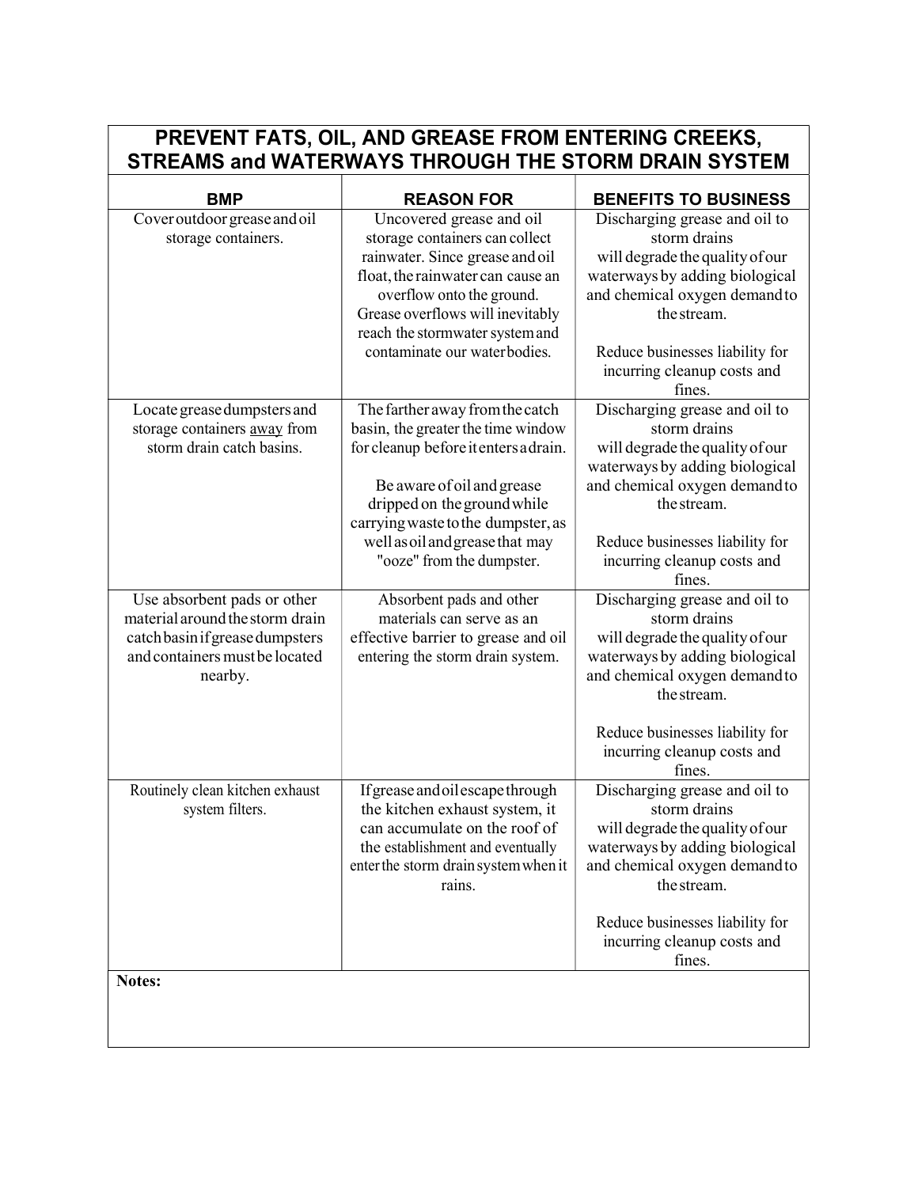# PREVENT FATS, OIL, AND GREASE FROM ENTERING CREEKS, STREAMS and WATERWAYS THROUGH THE STORM DRAIN SYSTEM

| BMP | REASON FOR | BENEFITS TO BUSINESS |
|---|---|---|
| Cover outdoor grease and oil storage containers. | Uncovered grease and oil storage containers can collect rainwater. Since grease and oil float, the rainwater can cause an overflow onto the ground. Grease overflows will inevitably reach the stormwater system and contaminate our waterbodies. | Discharging grease and oil to storm drains will degrade the quality of our waterways by adding biological and chemical oxygen demand to the stream.<br><br>Reduce businesses liability for incurring cleanup costs and fines. |
| Locate grease dumpsters and storage containers <u>away</u> from storm drain catch basins. | The farther away from the catch basin, the greater the time window for cleanup before it enters a drain.<br><br>Be aware of oil and grease dripped on the ground while carrying waste to the dumpster, as well as oil and grease that may "ooze" from the dumpster. | Discharging grease and oil to storm drains will degrade the quality of our waterways by adding biological and chemical oxygen demand to the stream.<br><br>Reduce businesses liability for incurring cleanup costs and fines. |
| Use absorbent pads or other material around the storm drain catch basin if grease dumpsters and containers must be located nearby. | Absorbent pads and other materials can serve as an effective barrier to grease and oil entering the storm drain system. | Discharging grease and oil to storm drains will degrade the quality of our waterways by adding biological and chemical oxygen demand to the stream.<br><br>Reduce businesses liability for incurring cleanup costs and fines. |
| Routinely clean kitchen exhaust system filters. | If grease and oil escape through the kitchen exhaust system, it can accumulate on the roof of the establishment and eventually enter the storm drain system when it rains. | Discharging grease and oil to storm drains will degrade the quality of our waterways by adding biological and chemical oxygen demand to the stream.<br><br>Reduce businesses liability for incurring cleanup costs and fines. |

**Notes:**